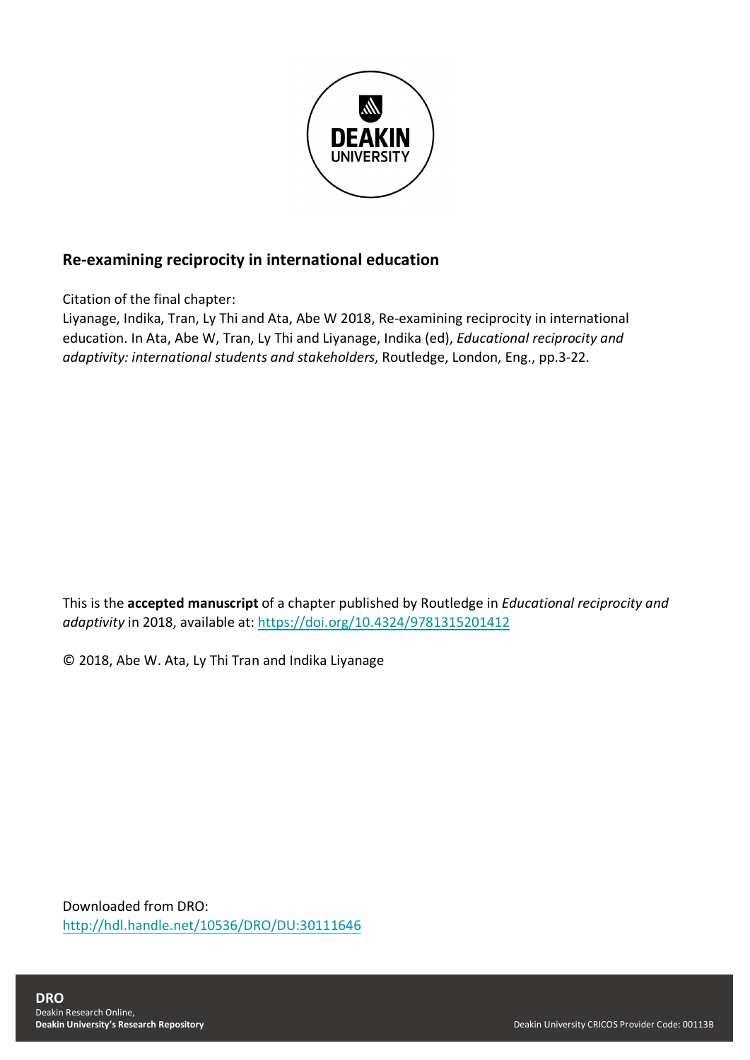DEAKIN UNIVERSITY

## Re-examining reciprocity in international education

Citation of the final chapter:

Liyanage, Indika, Tran, Ly Thi and Ata, Abe W 2018, Re-examining reciprocity in international education. In Ata, Abe W, Tran, Ly Thi and Liyanage, Indika (ed), *Educational reciprocity and adaptivity: international students and stakeholders*, Routledge, London, Eng., pp.3-22.

This is the **accepted manuscript** of a chapter published by Routledge in *Educational reciprocity and adaptivity* in 2018, available at: https://doi.org/10.4324/9781315201412

© 2018, Abe W. Ata, Ly Thi Tran and Indika Liyanage

Downloaded from DRO:
http://hdl.handle.net/10536/DRO/DU:30111646

**DRO**
Deakin Research Online,
**Deakin University's Research Repository**

Deakin University CRICOS Provider Code: 00113B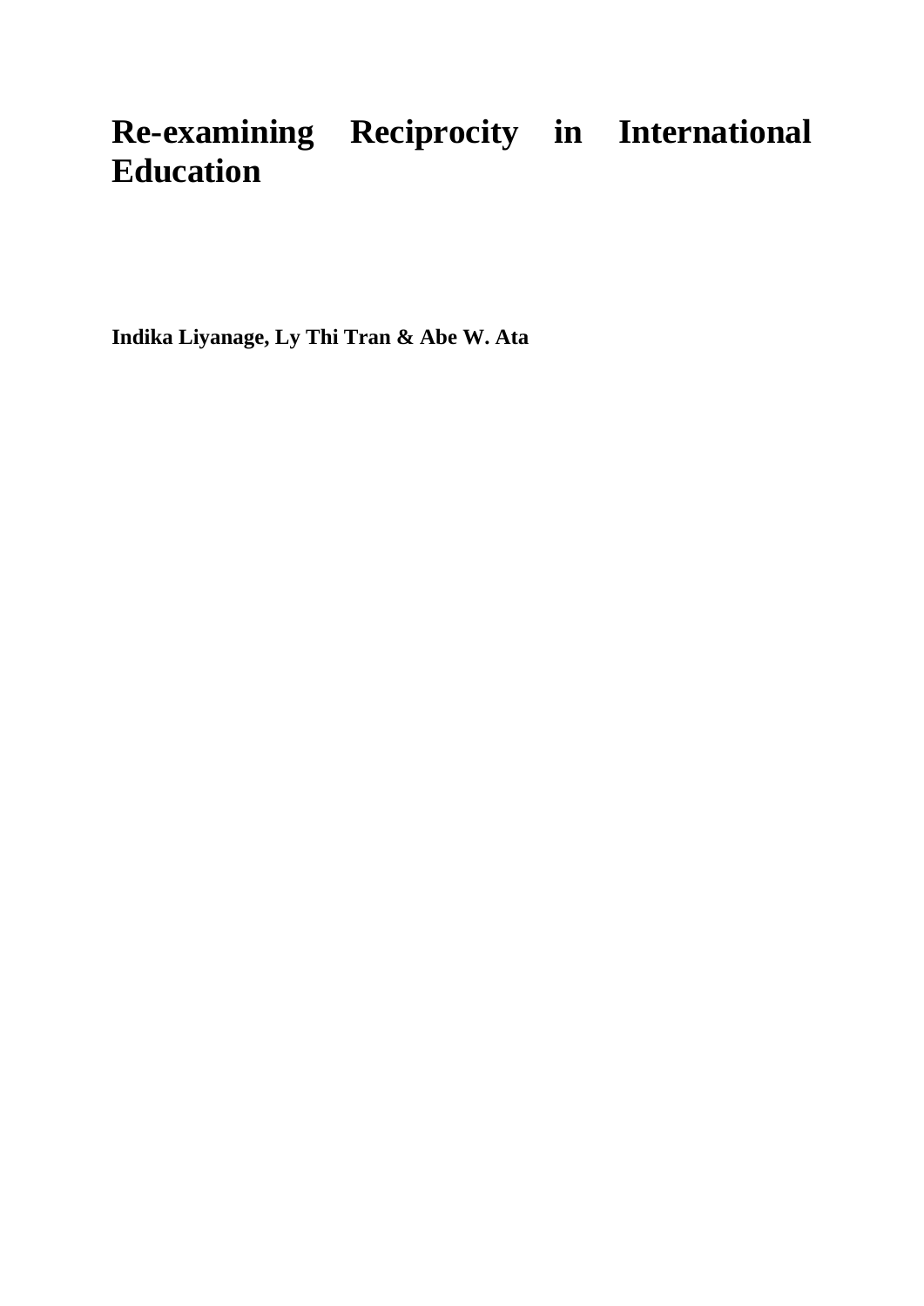# Re-examining Reciprocity in International Education

**Indika Liyanage, Ly Thi Tran & Abe W. Ata**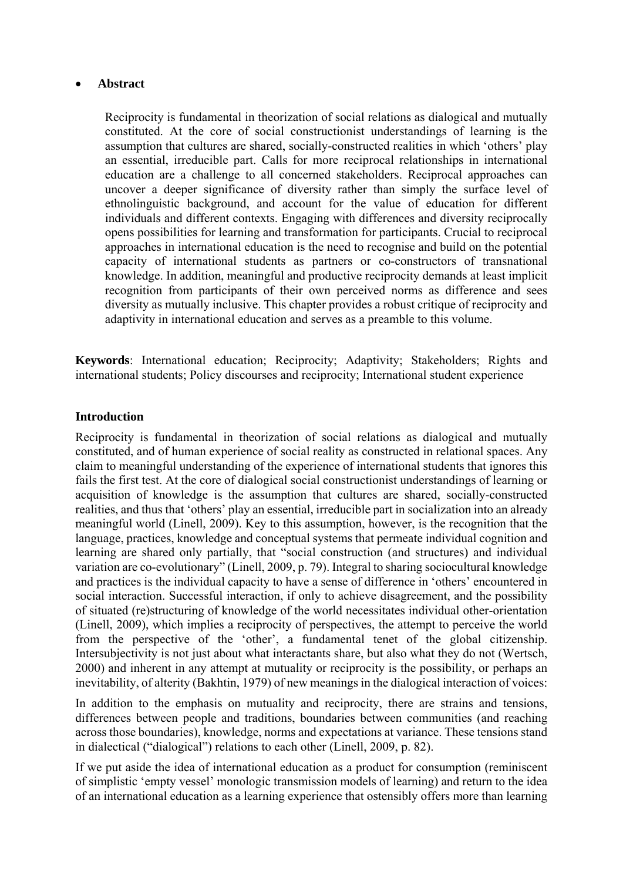- **Abstract**

  Reciprocity is fundamental in theorization of social relations as dialogical and mutually constituted. At the core of social constructionist understandings of learning is the assumption that cultures are shared, socially-constructed realities in which 'others' play an essential, irreducible part. Calls for more reciprocal relationships in international education are a challenge to all concerned stakeholders. Reciprocal approaches can uncover a deeper significance of diversity rather than simply the surface level of ethnolinguistic background, and account for the value of education for different individuals and different contexts. Engaging with differences and diversity reciprocally opens possibilities for learning and transformation for participants. Crucial to reciprocal approaches in international education is the need to recognise and build on the potential capacity of international students as partners or co-constructors of transnational knowledge. In addition, meaningful and productive reciprocity demands at least implicit recognition from participants of their own perceived norms as difference and sees diversity as mutually inclusive. This chapter provides a robust critique of reciprocity and adaptivity in international education and serves as a preamble to this volume.

**Keywords**: International education; Reciprocity; Adaptivity; Stakeholders; Rights and international students; Policy discourses and reciprocity; International student experience

## Introduction

Reciprocity is fundamental in theorization of social relations as dialogical and mutually constituted, and of human experience of social reality as constructed in relational spaces. Any claim to meaningful understanding of the experience of international students that ignores this fails the first test. At the core of dialogical social constructionist understandings of learning or acquisition of knowledge is the assumption that cultures are shared, socially-constructed realities, and thus that 'others' play an essential, irreducible part in socialization into an already meaningful world (Linell, 2009). Key to this assumption, however, is the recognition that the language, practices, knowledge and conceptual systems that permeate individual cognition and learning are shared only partially, that "social construction (and structures) and individual variation are co-evolutionary" (Linell, 2009, p. 79). Integral to sharing sociocultural knowledge and practices is the individual capacity to have a sense of difference in 'others' encountered in social interaction. Successful interaction, if only to achieve disagreement, and the possibility of situated (re)structuring of knowledge of the world necessitates individual other-orientation (Linell, 2009), which implies a reciprocity of perspectives, the attempt to perceive the world from the perspective of the 'other', a fundamental tenet of the global citizenship. Intersubjectivity is not just about what interactants share, but also what they do not (Wertsch, 2000) and inherent in any attempt at mutuality or reciprocity is the possibility, or perhaps an inevitability, of alterity (Bakhtin, 1979) of new meanings in the dialogical interaction of voices:

In addition to the emphasis on mutuality and reciprocity, there are strains and tensions, differences between people and traditions, boundaries between communities (and reaching across those boundaries), knowledge, norms and expectations at variance. These tensions stand in dialectical ("dialogical") relations to each other (Linell, 2009, p. 82).

If we put aside the idea of international education as a product for consumption (reminiscent of simplistic 'empty vessel' monologic transmission models of learning) and return to the idea of an international education as a learning experience that ostensibly offers more than learning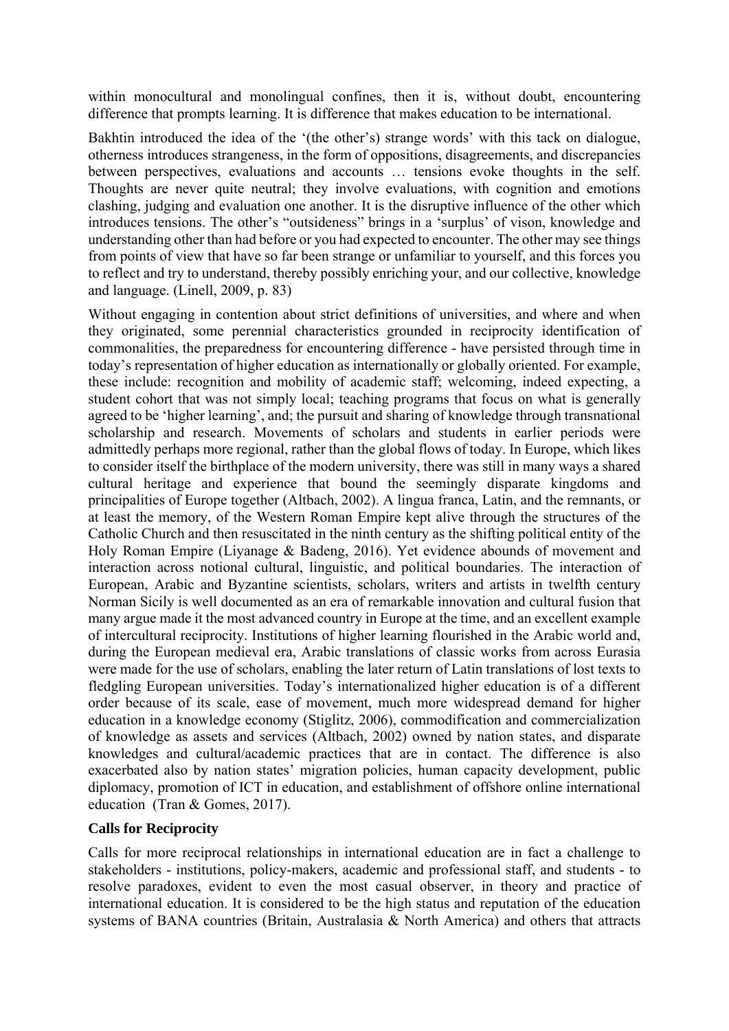within monocultural and monolingual confines, then it is, without doubt, encountering difference that prompts learning. It is difference that makes education to be international.

Bakhtin introduced the idea of the '(the other's) strange words' with this tack on dialogue, otherness introduces strangeness, in the form of oppositions, disagreements, and discrepancies between perspectives, evaluations and accounts … tensions evoke thoughts in the self. Thoughts are never quite neutral; they involve evaluations, with cognition and emotions clashing, judging and evaluation one another. It is the disruptive influence of the other which introduces tensions. The other's "outsideness" brings in a 'surplus' of vison, knowledge and understanding other than had before or you had expected to encounter. The other may see things from points of view that have so far been strange or unfamiliar to yourself, and this forces you to reflect and try to understand, thereby possibly enriching your, and our collective, knowledge and language. (Linell, 2009, p. 83)

Without engaging in contention about strict definitions of universities, and where and when they originated, some perennial characteristics grounded in reciprocity identification of commonalities, the preparedness for encountering difference - have persisted through time in today's representation of higher education as internationally or globally oriented. For example, these include: recognition and mobility of academic staff; welcoming, indeed expecting, a student cohort that was not simply local; teaching programs that focus on what is generally agreed to be 'higher learning', and; the pursuit and sharing of knowledge through transnational scholarship and research. Movements of scholars and students in earlier periods were admittedly perhaps more regional, rather than the global flows of today. In Europe, which likes to consider itself the birthplace of the modern university, there was still in many ways a shared cultural heritage and experience that bound the seemingly disparate kingdoms and principalities of Europe together (Altbach, 2002). A lingua franca, Latin, and the remnants, or at least the memory, of the Western Roman Empire kept alive through the structures of the Catholic Church and then resuscitated in the ninth century as the shifting political entity of the Holy Roman Empire (Liyanage & Badeng, 2016). Yet evidence abounds of movement and interaction across notional cultural, linguistic, and political boundaries. The interaction of European, Arabic and Byzantine scientists, scholars, writers and artists in twelfth century Norman Sicily is well documented as an era of remarkable innovation and cultural fusion that many argue made it the most advanced country in Europe at the time, and an excellent example of intercultural reciprocity. Institutions of higher learning flourished in the Arabic world and, during the European medieval era, Arabic translations of classic works from across Eurasia were made for the use of scholars, enabling the later return of Latin translations of lost texts to fledgling European universities. Today's internationalized higher education is of a different order because of its scale, ease of movement, much more widespread demand for higher education in a knowledge economy (Stiglitz, 2006), commodification and commercialization of knowledge as assets and services (Altbach, 2002) owned by nation states, and disparate knowledges and cultural/academic practices that are in contact. The difference is also exacerbated also by nation states' migration policies, human capacity development, public diplomacy, promotion of ICT in education, and establishment of offshore online international education (Tran & Gomes, 2017).

**Calls for Reciprocity**

Calls for more reciprocal relationships in international education are in fact a challenge to stakeholders - institutions, policy-makers, academic and professional staff, and students - to resolve paradoxes, evident to even the most casual observer, in theory and practice of international education. It is considered to be the high status and reputation of the education systems of BANA countries (Britain, Australasia & North America) and others that attracts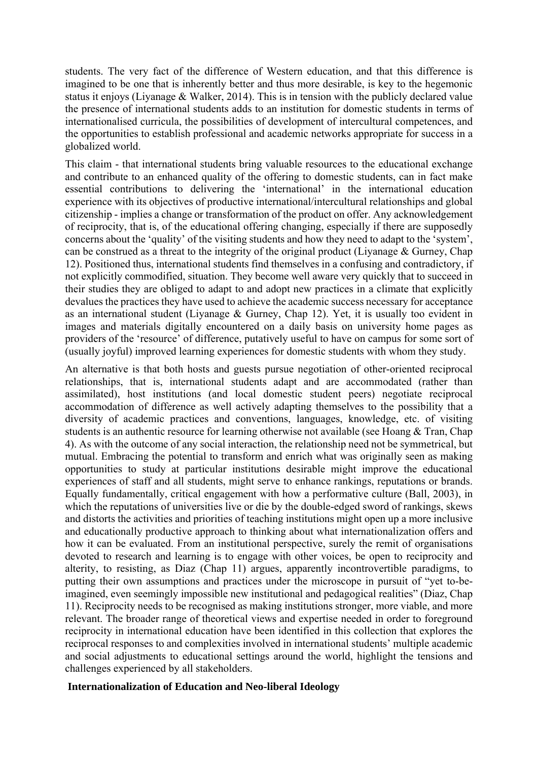students. The very fact of the difference of Western education, and that this difference is imagined to be one that is inherently better and thus more desirable, is key to the hegemonic status it enjoys (Liyanage & Walker, 2014). This is in tension with the publicly declared value the presence of international students adds to an institution for domestic students in terms of internationalised curricula, the possibilities of development of intercultural competences, and the opportunities to establish professional and academic networks appropriate for success in a globalized world.

This claim - that international students bring valuable resources to the educational exchange and contribute to an enhanced quality of the offering to domestic students, can in fact make essential contributions to delivering the 'international' in the international education experience with its objectives of productive international/intercultural relationships and global citizenship - implies a change or transformation of the product on offer. Any acknowledgement of reciprocity, that is, of the educational offering changing, especially if there are supposedly concerns about the 'quality' of the visiting students and how they need to adapt to the 'system', can be construed as a threat to the integrity of the original product (Liyanage & Gurney, Chap 12). Positioned thus, international students find themselves in a confusing and contradictory, if not explicitly commodified, situation. They become well aware very quickly that to succeed in their studies they are obliged to adapt to and adopt new practices in a climate that explicitly devalues the practices they have used to achieve the academic success necessary for acceptance as an international student (Liyanage & Gurney, Chap 12). Yet, it is usually too evident in images and materials digitally encountered on a daily basis on university home pages as providers of the 'resource' of difference, putatively useful to have on campus for some sort of (usually joyful) improved learning experiences for domestic students with whom they study.

An alternative is that both hosts and guests pursue negotiation of other-oriented reciprocal relationships, that is, international students adapt and are accommodated (rather than assimilated), host institutions (and local domestic student peers) negotiate reciprocal accommodation of difference as well actively adapting themselves to the possibility that a diversity of academic practices and conventions, languages, knowledge, etc. of visiting students is an authentic resource for learning otherwise not available (see Hoang & Tran, Chap 4). As with the outcome of any social interaction, the relationship need not be symmetrical, but mutual. Embracing the potential to transform and enrich what was originally seen as making opportunities to study at particular institutions desirable might improve the educational experiences of staff and all students, might serve to enhance rankings, reputations or brands. Equally fundamentally, critical engagement with how a performative culture (Ball, 2003), in which the reputations of universities live or die by the double-edged sword of rankings, skews and distorts the activities and priorities of teaching institutions might open up a more inclusive and educationally productive approach to thinking about what internationalization offers and how it can be evaluated. From an institutional perspective, surely the remit of organisations devoted to research and learning is to engage with other voices, be open to reciprocity and alterity, to resisting, as Diaz (Chap 11) argues, apparently incontrovertible paradigms, to putting their own assumptions and practices under the microscope in pursuit of "yet to-be-imagined, even seemingly impossible new institutional and pedagogical realities" (Diaz, Chap 11). Reciprocity needs to be recognised as making institutions stronger, more viable, and more relevant. The broader range of theoretical views and expertise needed in order to foreground reciprocity in international education have been identified in this collection that explores the reciprocal responses to and complexities involved in international students' multiple academic and social adjustments to educational settings around the world, highlight the tensions and challenges experienced by all stakeholders.

## Internationalization of Education and Neo-liberal Ideology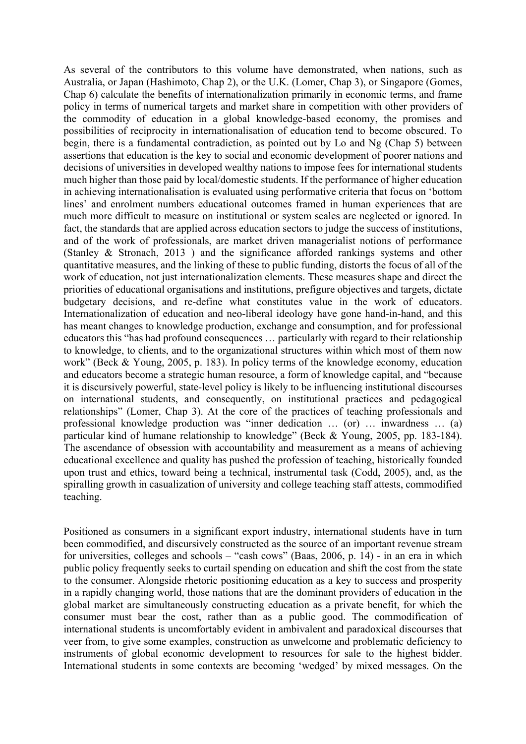As several of the contributors to this volume have demonstrated, when nations, such as Australia, or Japan (Hashimoto, Chap 2), or the U.K. (Lomer, Chap 3), or Singapore (Gomes, Chap 6) calculate the benefits of internationalization primarily in economic terms, and frame policy in terms of numerical targets and market share in competition with other providers of the commodity of education in a global knowledge-based economy, the promises and possibilities of reciprocity in internationalisation of education tend to become obscured. To begin, there is a fundamental contradiction, as pointed out by Lo and Ng (Chap 5) between assertions that education is the key to social and economic development of poorer nations and decisions of universities in developed wealthy nations to impose fees for international students much higher than those paid by local/domestic students. If the performance of higher education in achieving internationalisation is evaluated using performative criteria that focus on 'bottom lines' and enrolment numbers educational outcomes framed in human experiences that are much more difficult to measure on institutional or system scales are neglected or ignored. In fact, the standards that are applied across education sectors to judge the success of institutions, and of the work of professionals, are market driven managerialist notions of performance (Stanley & Stronach, 2013 ) and the significance afforded rankings systems and other quantitative measures, and the linking of these to public funding, distorts the focus of all of the work of education, not just internationalization elements. These measures shape and direct the priorities of educational organisations and institutions, prefigure objectives and targets, dictate budgetary decisions, and re-define what constitutes value in the work of educators. Internationalization of education and neo-liberal ideology have gone hand-in-hand, and this has meant changes to knowledge production, exchange and consumption, and for professional educators this "has had profound consequences … particularly with regard to their relationship to knowledge, to clients, and to the organizational structures within which most of them now work" (Beck & Young, 2005, p. 183). In policy terms of the knowledge economy, education and educators become a strategic human resource, a form of knowledge capital, and "because it is discursively powerful, state-level policy is likely to be influencing institutional discourses on international students, and consequently, on institutional practices and pedagogical relationships" (Lomer, Chap 3). At the core of the practices of teaching professionals and professional knowledge production was "inner dedication … (or) … inwardness … (a) particular kind of humane relationship to knowledge" (Beck & Young, 2005, pp. 183-184). The ascendance of obsession with accountability and measurement as a means of achieving educational excellence and quality has pushed the profession of teaching, historically founded upon trust and ethics, toward being a technical, instrumental task (Codd, 2005), and, as the spiralling growth in casualization of university and college teaching staff attests, commodified teaching.

Positioned as consumers in a significant export industry, international students have in turn been commodified, and discursively constructed as the source of an important revenue stream for universities, colleges and schools – "cash cows" (Baas, 2006, p. 14) - in an era in which public policy frequently seeks to curtail spending on education and shift the cost from the state to the consumer. Alongside rhetoric positioning education as a key to success and prosperity in a rapidly changing world, those nations that are the dominant providers of education in the global market are simultaneously constructing education as a private benefit, for which the consumer must bear the cost, rather than as a public good. The commodification of international students is uncomfortably evident in ambivalent and paradoxical discourses that veer from, to give some examples, construction as unwelcome and problematic deficiency to instruments of global economic development to resources for sale to the highest bidder. International students in some contexts are becoming 'wedged' by mixed messages. On the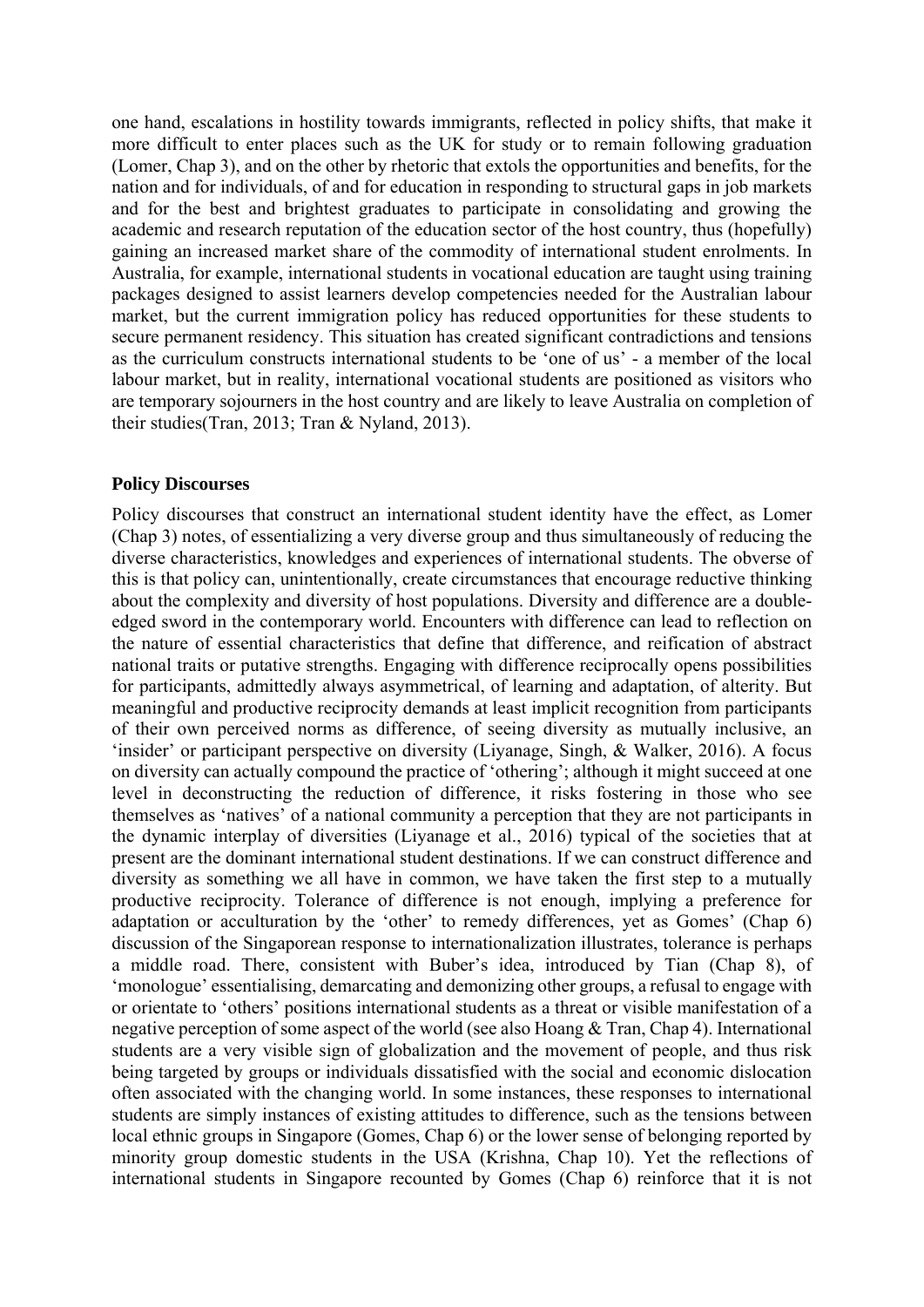one hand, escalations in hostility towards immigrants, reflected in policy shifts, that make it more difficult to enter places such as the UK for study or to remain following graduation (Lomer, Chap 3), and on the other by rhetoric that extols the opportunities and benefits, for the nation and for individuals, of and for education in responding to structural gaps in job markets and for the best and brightest graduates to participate in consolidating and growing the academic and research reputation of the education sector of the host country, thus (hopefully) gaining an increased market share of the commodity of international student enrolments. In Australia, for example, international students in vocational education are taught using training packages designed to assist learners develop competencies needed for the Australian labour market, but the current immigration policy has reduced opportunities for these students to secure permanent residency. This situation has created significant contradictions and tensions as the curriculum constructs international students to be 'one of us' - a member of the local labour market, but in reality, international vocational students are positioned as visitors who are temporary sojourners in the host country and are likely to leave Australia on completion of their studies(Tran, 2013; Tran & Nyland, 2013).

**Policy Discourses**

Policy discourses that construct an international student identity have the effect, as Lomer (Chap 3) notes, of essentializing a very diverse group and thus simultaneously of reducing the diverse characteristics, knowledges and experiences of international students. The obverse of this is that policy can, unintentionally, create circumstances that encourage reductive thinking about the complexity and diversity of host populations. Diversity and difference are a double-edged sword in the contemporary world. Encounters with difference can lead to reflection on the nature of essential characteristics that define that difference, and reification of abstract national traits or putative strengths. Engaging with difference reciprocally opens possibilities for participants, admittedly always asymmetrical, of learning and adaptation, of alterity. But meaningful and productive reciprocity demands at least implicit recognition from participants of their own perceived norms as difference, of seeing diversity as mutually inclusive, an 'insider' or participant perspective on diversity (Liyanage, Singh, & Walker, 2016). A focus on diversity can actually compound the practice of 'othering'; although it might succeed at one level in deconstructing the reduction of difference, it risks fostering in those who see themselves as 'natives' of a national community a perception that they are not participants in the dynamic interplay of diversities (Liyanage et al., 2016) typical of the societies that at present are the dominant international student destinations. If we can construct difference and diversity as something we all have in common, we have taken the first step to a mutually productive reciprocity. Tolerance of difference is not enough, implying a preference for adaptation or acculturation by the 'other' to remedy differences, yet as Gomes' (Chap 6) discussion of the Singaporean response to internationalization illustrates, tolerance is perhaps a middle road. There, consistent with Buber's idea, introduced by Tian (Chap 8), of 'monologue' essentialising, demarcating and demonizing other groups, a refusal to engage with or orientate to 'others' positions international students as a threat or visible manifestation of a negative perception of some aspect of the world (see also Hoang & Tran, Chap 4). International students are a very visible sign of globalization and the movement of people, and thus risk being targeted by groups or individuals dissatisfied with the social and economic dislocation often associated with the changing world. In some instances, these responses to international students are simply instances of existing attitudes to difference, such as the tensions between local ethnic groups in Singapore (Gomes, Chap 6) or the lower sense of belonging reported by minority group domestic students in the USA (Krishna, Chap 10). Yet the reflections of international students in Singapore recounted by Gomes (Chap 6) reinforce that it is not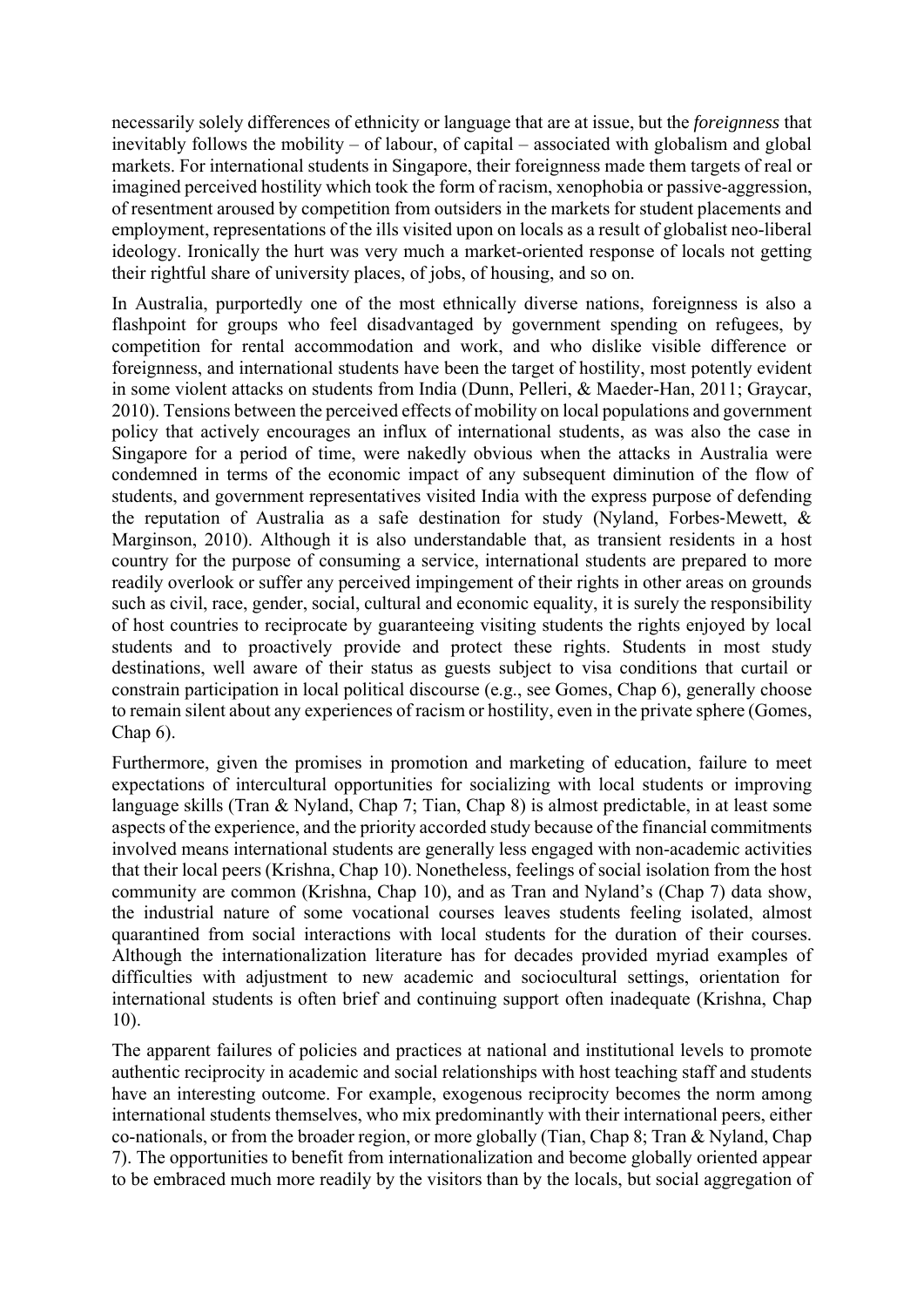necessarily solely differences of ethnicity or language that are at issue, but the *foreignness* that inevitably follows the mobility – of labour, of capital – associated with globalism and global markets. For international students in Singapore, their foreignness made them targets of real or imagined perceived hostility which took the form of racism, xenophobia or passive-aggression, of resentment aroused by competition from outsiders in the markets for student placements and employment, representations of the ills visited upon on locals as a result of globalist neo-liberal ideology. Ironically the hurt was very much a market-oriented response of locals not getting their rightful share of university places, of jobs, of housing, and so on.

In Australia, purportedly one of the most ethnically diverse nations, foreignness is also a flashpoint for groups who feel disadvantaged by government spending on refugees, by competition for rental accommodation and work, and who dislike visible difference or foreignness, and international students have been the target of hostility, most potently evident in some violent attacks on students from India (Dunn, Pelleri, & Maeder-Han, 2011; Graycar, 2010). Tensions between the perceived effects of mobility on local populations and government policy that actively encourages an influx of international students, as was also the case in Singapore for a period of time, were nakedly obvious when the attacks in Australia were condemned in terms of the economic impact of any subsequent diminution of the flow of students, and government representatives visited India with the express purpose of defending the reputation of Australia as a safe destination for study (Nyland, Forbes-Mewett, & Marginson, 2010). Although it is also understandable that, as transient residents in a host country for the purpose of consuming a service, international students are prepared to more readily overlook or suffer any perceived impingement of their rights in other areas on grounds such as civil, race, gender, social, cultural and economic equality, it is surely the responsibility of host countries to reciprocate by guaranteeing visiting students the rights enjoyed by local students and to proactively provide and protect these rights. Students in most study destinations, well aware of their status as guests subject to visa conditions that curtail or constrain participation in local political discourse (e.g., see Gomes, Chap 6), generally choose to remain silent about any experiences of racism or hostility, even in the private sphere (Gomes, Chap 6).

Furthermore, given the promises in promotion and marketing of education, failure to meet expectations of intercultural opportunities for socializing with local students or improving language skills (Tran & Nyland, Chap 7; Tian, Chap 8) is almost predictable, in at least some aspects of the experience, and the priority accorded study because of the financial commitments involved means international students are generally less engaged with non-academic activities that their local peers (Krishna, Chap 10). Nonetheless, feelings of social isolation from the host community are common (Krishna, Chap 10), and as Tran and Nyland's (Chap 7) data show, the industrial nature of some vocational courses leaves students feeling isolated, almost quarantined from social interactions with local students for the duration of their courses. Although the internationalization literature has for decades provided myriad examples of difficulties with adjustment to new academic and sociocultural settings, orientation for international students is often brief and continuing support often inadequate (Krishna, Chap 10).

The apparent failures of policies and practices at national and institutional levels to promote authentic reciprocity in academic and social relationships with host teaching staff and students have an interesting outcome. For example, exogenous reciprocity becomes the norm among international students themselves, who mix predominantly with their international peers, either co-nationals, or from the broader region, or more globally (Tian, Chap 8; Tran & Nyland, Chap 7). The opportunities to benefit from internationalization and become globally oriented appear to be embraced much more readily by the visitors than by the locals, but social aggregation of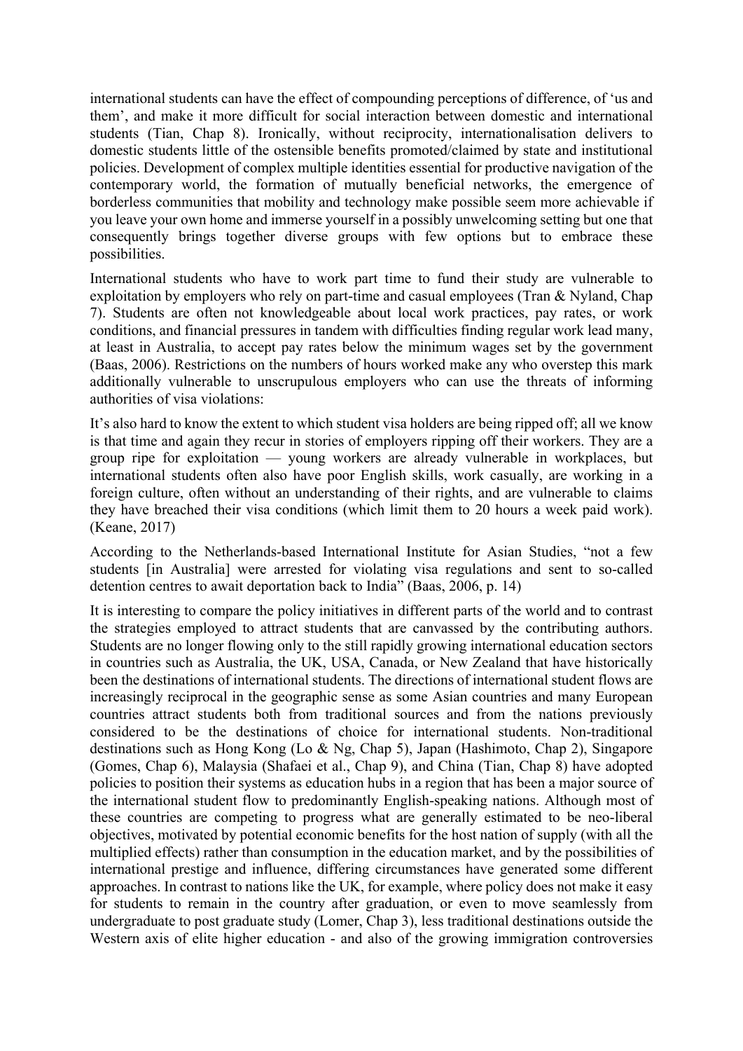international students can have the effect of compounding perceptions of difference, of 'us and them', and make it more difficult for social interaction between domestic and international students (Tian, Chap 8). Ironically, without reciprocity, internationalisation delivers to domestic students little of the ostensible benefits promoted/claimed by state and institutional policies. Development of complex multiple identities essential for productive navigation of the contemporary world, the formation of mutually beneficial networks, the emergence of borderless communities that mobility and technology make possible seem more achievable if you leave your own home and immerse yourself in a possibly unwelcoming setting but one that consequently brings together diverse groups with few options but to embrace these possibilities.

International students who have to work part time to fund their study are vulnerable to exploitation by employers who rely on part-time and casual employees (Tran & Nyland, Chap 7). Students are often not knowledgeable about local work practices, pay rates, or work conditions, and financial pressures in tandem with difficulties finding regular work lead many, at least in Australia, to accept pay rates below the minimum wages set by the government (Baas, 2006). Restrictions on the numbers of hours worked make any who overstep this mark additionally vulnerable to unscrupulous employers who can use the threats of informing authorities of visa violations:

It's also hard to know the extent to which student visa holders are being ripped off; all we know is that time and again they recur in stories of employers ripping off their workers. They are a group ripe for exploitation — young workers are already vulnerable in workplaces, but international students often also have poor English skills, work casually, are working in a foreign culture, often without an understanding of their rights, and are vulnerable to claims they have breached their visa conditions (which limit them to 20 hours a week paid work). (Keane, 2017)

According to the Netherlands-based International Institute for Asian Studies, "not a few students [in Australia] were arrested for violating visa regulations and sent to so-called detention centres to await deportation back to India" (Baas, 2006, p. 14)

It is interesting to compare the policy initiatives in different parts of the world and to contrast the strategies employed to attract students that are canvassed by the contributing authors. Students are no longer flowing only to the still rapidly growing international education sectors in countries such as Australia, the UK, USA, Canada, or New Zealand that have historically been the destinations of international students. The directions of international student flows are increasingly reciprocal in the geographic sense as some Asian countries and many European countries attract students both from traditional sources and from the nations previously considered to be the destinations of choice for international students. Non-traditional destinations such as Hong Kong (Lo & Ng, Chap 5), Japan (Hashimoto, Chap 2), Singapore (Gomes, Chap 6), Malaysia (Shafaei et al., Chap 9), and China (Tian, Chap 8) have adopted policies to position their systems as education hubs in a region that has been a major source of the international student flow to predominantly English-speaking nations. Although most of these countries are competing to progress what are generally estimated to be neo-liberal objectives, motivated by potential economic benefits for the host nation of supply (with all the multiplied effects) rather than consumption in the education market, and by the possibilities of international prestige and influence, differing circumstances have generated some different approaches. In contrast to nations like the UK, for example, where policy does not make it easy for students to remain in the country after graduation, or even to move seamlessly from undergraduate to post graduate study (Lomer, Chap 3), less traditional destinations outside the Western axis of elite higher education - and also of the growing immigration controversies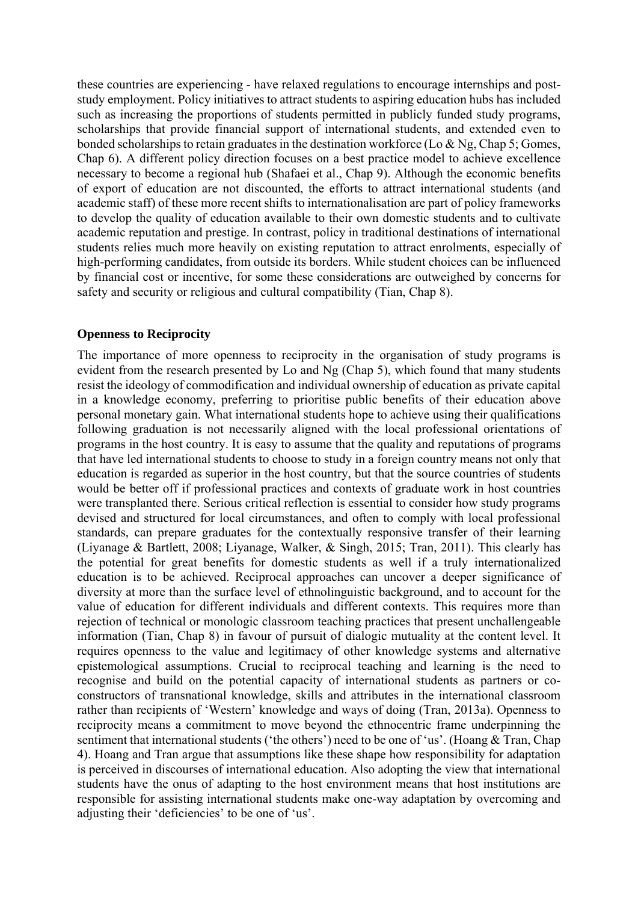these countries are experiencing - have relaxed regulations to encourage internships and post-study employment. Policy initiatives to attract students to aspiring education hubs has included such as increasing the proportions of students permitted in publicly funded study programs, scholarships that provide financial support of international students, and extended even to bonded scholarships to retain graduates in the destination workforce (Lo & Ng, Chap 5; Gomes, Chap 6). A different policy direction focuses on a best practice model to achieve excellence necessary to become a regional hub (Shafaei et al., Chap 9). Although the economic benefits of export of education are not discounted, the efforts to attract international students (and academic staff) of these more recent shifts to internationalisation are part of policy frameworks to develop the quality of education available to their own domestic students and to cultivate academic reputation and prestige. In contrast, policy in traditional destinations of international students relies much more heavily on existing reputation to attract enrolments, especially of high-performing candidates, from outside its borders. While student choices can be influenced by financial cost or incentive, for some these considerations are outweighed by concerns for safety and security or religious and cultural compatibility (Tian, Chap 8).

### Openness to Reciprocity

The importance of more openness to reciprocity in the organisation of study programs is evident from the research presented by Lo and Ng (Chap 5), which found that many students resist the ideology of commodification and individual ownership of education as private capital in a knowledge economy, preferring to prioritise public benefits of their education above personal monetary gain. What international students hope to achieve using their qualifications following graduation is not necessarily aligned with the local professional orientations of programs in the host country. It is easy to assume that the quality and reputations of programs that have led international students to choose to study in a foreign country means not only that education is regarded as superior in the host country, but that the source countries of students would be better off if professional practices and contexts of graduate work in host countries were transplanted there. Serious critical reflection is essential to consider how study programs devised and structured for local circumstances, and often to comply with local professional standards, can prepare graduates for the contextually responsive transfer of their learning (Liyanage & Bartlett, 2008; Liyanage, Walker, & Singh, 2015; Tran, 2011). This clearly has the potential for great benefits for domestic students as well if a truly internationalized education is to be achieved. Reciprocal approaches can uncover a deeper significance of diversity at more than the surface level of ethnolinguistic background, and to account for the value of education for different individuals and different contexts. This requires more than rejection of technical or monologic classroom teaching practices that present unchallengeable information (Tian, Chap 8) in favour of pursuit of dialogic mutuality at the content level. It requires openness to the value and legitimacy of other knowledge systems and alternative epistemological assumptions. Crucial to reciprocal teaching and learning is the need to recognise and build on the potential capacity of international students as partners or co-constructors of transnational knowledge, skills and attributes in the international classroom rather than recipients of 'Western' knowledge and ways of doing (Tran, 2013a). Openness to reciprocity means a commitment to move beyond the ethnocentric frame underpinning the sentiment that international students ('the others') need to be one of 'us'. (Hoang & Tran, Chap 4). Hoang and Tran argue that assumptions like these shape how responsibility for adaptation is perceived in discourses of international education. Also adopting the view that international students have the onus of adapting to the host environment means that host institutions are responsible for assisting international students make one-way adaptation by overcoming and adjusting their 'deficiencies' to be one of 'us'.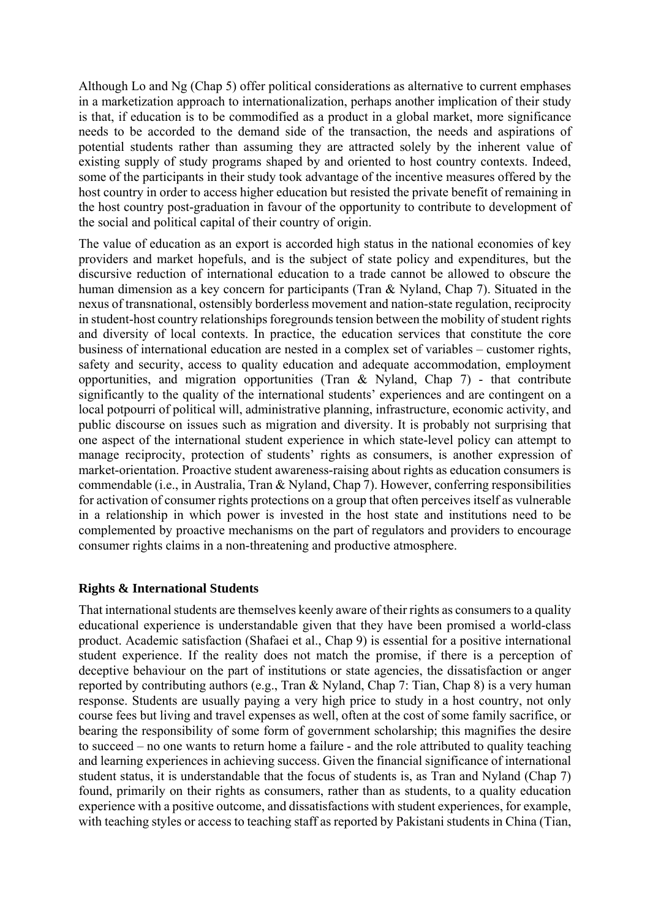Although Lo and Ng (Chap 5) offer political considerations as alternative to current emphases in a marketization approach to internationalization, perhaps another implication of their study is that, if education is to be commodified as a product in a global market, more significance needs to be accorded to the demand side of the transaction, the needs and aspirations of potential students rather than assuming they are attracted solely by the inherent value of existing supply of study programs shaped by and oriented to host country contexts. Indeed, some of the participants in their study took advantage of the incentive measures offered by the host country in order to access higher education but resisted the private benefit of remaining in the host country post-graduation in favour of the opportunity to contribute to development of the social and political capital of their country of origin.

The value of education as an export is accorded high status in the national economies of key providers and market hopefuls, and is the subject of state policy and expenditures, but the discursive reduction of international education to a trade cannot be allowed to obscure the human dimension as a key concern for participants (Tran & Nyland, Chap 7). Situated in the nexus of transnational, ostensibly borderless movement and nation-state regulation, reciprocity in student-host country relationships foregrounds tension between the mobility of student rights and diversity of local contexts. In practice, the education services that constitute the core business of international education are nested in a complex set of variables – customer rights, safety and security, access to quality education and adequate accommodation, employment opportunities, and migration opportunities (Tran & Nyland, Chap 7) - that contribute significantly to the quality of the international students' experiences and are contingent on a local potpourri of political will, administrative planning, infrastructure, economic activity, and public discourse on issues such as migration and diversity. It is probably not surprising that one aspect of the international student experience in which state-level policy can attempt to manage reciprocity, protection of students' rights as consumers, is another expression of market-orientation. Proactive student awareness-raising about rights as education consumers is commendable (i.e., in Australia, Tran & Nyland, Chap 7). However, conferring responsibilities for activation of consumer rights protections on a group that often perceives itself as vulnerable in a relationship in which power is invested in the host state and institutions need to be complemented by proactive mechanisms on the part of regulators and providers to encourage consumer rights claims in a non-threatening and productive atmosphere.

### Rights & International Students

That international students are themselves keenly aware of their rights as consumers to a quality educational experience is understandable given that they have been promised a world-class product. Academic satisfaction (Shafaei et al., Chap 9) is essential for a positive international student experience. If the reality does not match the promise, if there is a perception of deceptive behaviour on the part of institutions or state agencies, the dissatisfaction or anger reported by contributing authors (e.g., Tran & Nyland, Chap 7: Tian, Chap 8) is a very human response. Students are usually paying a very high price to study in a host country, not only course fees but living and travel expenses as well, often at the cost of some family sacrifice, or bearing the responsibility of some form of government scholarship; this magnifies the desire to succeed – no one wants to return home a failure - and the role attributed to quality teaching and learning experiences in achieving success. Given the financial significance of international student status, it is understandable that the focus of students is, as Tran and Nyland (Chap 7) found, primarily on their rights as consumers, rather than as students, to a quality education experience with a positive outcome, and dissatisfactions with student experiences, for example, with teaching styles or access to teaching staff as reported by Pakistani students in China (Tian,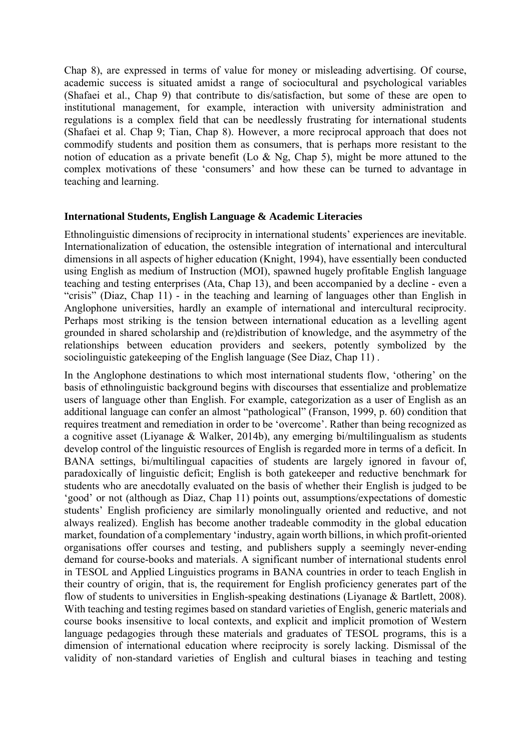Chap 8), are expressed in terms of value for money or misleading advertising. Of course, academic success is situated amidst a range of sociocultural and psychological variables (Shafaei et al., Chap 9) that contribute to dis/satisfaction, but some of these are open to institutional management, for example, interaction with university administration and regulations is a complex field that can be needlessly frustrating for international students (Shafaei et al. Chap 9; Tian, Chap 8). However, a more reciprocal approach that does not commodify students and position them as consumers, that is perhaps more resistant to the notion of education as a private benefit (Lo & Ng, Chap 5), might be more attuned to the complex motivations of these 'consumers' and how these can be turned to advantage in teaching and learning.

## International Students, English Language & Academic Literacies

Ethnolinguistic dimensions of reciprocity in international students' experiences are inevitable. Internationalization of education, the ostensible integration of international and intercultural dimensions in all aspects of higher education (Knight, 1994), have essentially been conducted using English as medium of Instruction (MOI), spawned hugely profitable English language teaching and testing enterprises (Ata, Chap 13), and been accompanied by a decline - even a "crisis" (Diaz, Chap 11) - in the teaching and learning of languages other than English in Anglophone universities, hardly an example of international and intercultural reciprocity. Perhaps most striking is the tension between international education as a levelling agent grounded in shared scholarship and (re)distribution of knowledge, and the asymmetry of the relationships between education providers and seekers, potently symbolized by the sociolinguistic gatekeeping of the English language (See Diaz, Chap 11) .

In the Anglophone destinations to which most international students flow, 'othering' on the basis of ethnolinguistic background begins with discourses that essentialize and problematize users of language other than English. For example, categorization as a user of English as an additional language can confer an almost "pathological" (Franson, 1999, p. 60) condition that requires treatment and remediation in order to be 'overcome'. Rather than being recognized as a cognitive asset (Liyanage & Walker, 2014b), any emerging bi/multilingualism as students develop control of the linguistic resources of English is regarded more in terms of a deficit. In BANA settings, bi/multilingual capacities of students are largely ignored in favour of, paradoxically of linguistic deficit; English is both gatekeeper and reductive benchmark for students who are anecdotally evaluated on the basis of whether their English is judged to be 'good' or not (although as Diaz, Chap 11) points out, assumptions/expectations of domestic students' English proficiency are similarly monolingually oriented and reductive, and not always realized). English has become another tradeable commodity in the global education market, foundation of a complementary 'industry, again worth billions, in which profit-oriented organisations offer courses and testing, and publishers supply a seemingly never-ending demand for course-books and materials. A significant number of international students enrol in TESOL and Applied Linguistics programs in BANA countries in order to teach English in their country of origin, that is, the requirement for English proficiency generates part of the flow of students to universities in English-speaking destinations (Liyanage & Bartlett, 2008). With teaching and testing regimes based on standard varieties of English, generic materials and course books insensitive to local contexts, and explicit and implicit promotion of Western language pedagogies through these materials and graduates of TESOL programs, this is a dimension of international education where reciprocity is sorely lacking. Dismissal of the validity of non-standard varieties of English and cultural biases in teaching and testing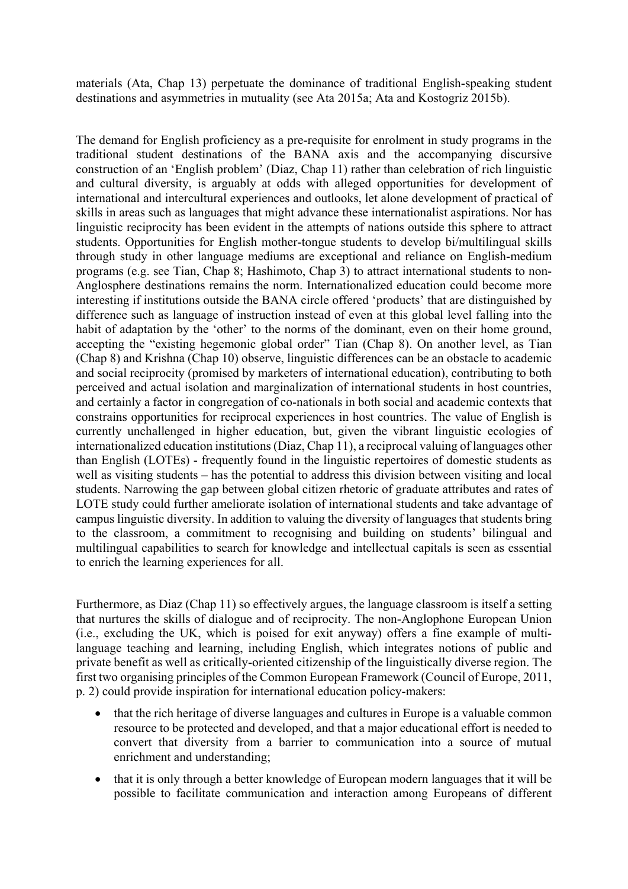materials (Ata, Chap 13) perpetuate the dominance of traditional English-speaking student destinations and asymmetries in mutuality (see Ata 2015a; Ata and Kostogriz 2015b).

The demand for English proficiency as a pre-requisite for enrolment in study programs in the traditional student destinations of the BANA axis and the accompanying discursive construction of an 'English problem' (Diaz, Chap 11) rather than celebration of rich linguistic and cultural diversity, is arguably at odds with alleged opportunities for development of international and intercultural experiences and outlooks, let alone development of practical of skills in areas such as languages that might advance these internationalist aspirations. Nor has linguistic reciprocity has been evident in the attempts of nations outside this sphere to attract students. Opportunities for English mother-tongue students to develop bi/multilingual skills through study in other language mediums are exceptional and reliance on English-medium programs (e.g. see Tian, Chap 8; Hashimoto, Chap 3) to attract international students to non-Anglosphere destinations remains the norm. Internationalized education could become more interesting if institutions outside the BANA circle offered 'products' that are distinguished by difference such as language of instruction instead of even at this global level falling into the habit of adaptation by the 'other' to the norms of the dominant, even on their home ground, accepting the "existing hegemonic global order" Tian (Chap 8). On another level, as Tian (Chap 8) and Krishna (Chap 10) observe, linguistic differences can be an obstacle to academic and social reciprocity (promised by marketers of international education), contributing to both perceived and actual isolation and marginalization of international students in host countries, and certainly a factor in congregation of co-nationals in both social and academic contexts that constrains opportunities for reciprocal experiences in host countries. The value of English is currently unchallenged in higher education, but, given the vibrant linguistic ecologies of internationalized education institutions (Diaz, Chap 11), a reciprocal valuing of languages other than English (LOTEs) - frequently found in the linguistic repertoires of domestic students as well as visiting students – has the potential to address this division between visiting and local students. Narrowing the gap between global citizen rhetoric of graduate attributes and rates of LOTE study could further ameliorate isolation of international students and take advantage of campus linguistic diversity. In addition to valuing the diversity of languages that students bring to the classroom, a commitment to recognising and building on students' bilingual and multilingual capabilities to search for knowledge and intellectual capitals is seen as essential to enrich the learning experiences for all.

Furthermore, as Diaz (Chap 11) so effectively argues, the language classroom is itself a setting that nurtures the skills of dialogue and of reciprocity. The non-Anglophone European Union (i.e., excluding the UK, which is poised for exit anyway) offers a fine example of multi-language teaching and learning, including English, which integrates notions of public and private benefit as well as critically-oriented citizenship of the linguistically diverse region. The first two organising principles of the Common European Framework (Council of Europe, 2011, p. 2) could provide inspiration for international education policy-makers:

- that the rich heritage of diverse languages and cultures in Europe is a valuable common resource to be protected and developed, and that a major educational effort is needed to convert that diversity from a barrier to communication into a source of mutual enrichment and understanding;
- that it is only through a better knowledge of European modern languages that it will be possible to facilitate communication and interaction among Europeans of different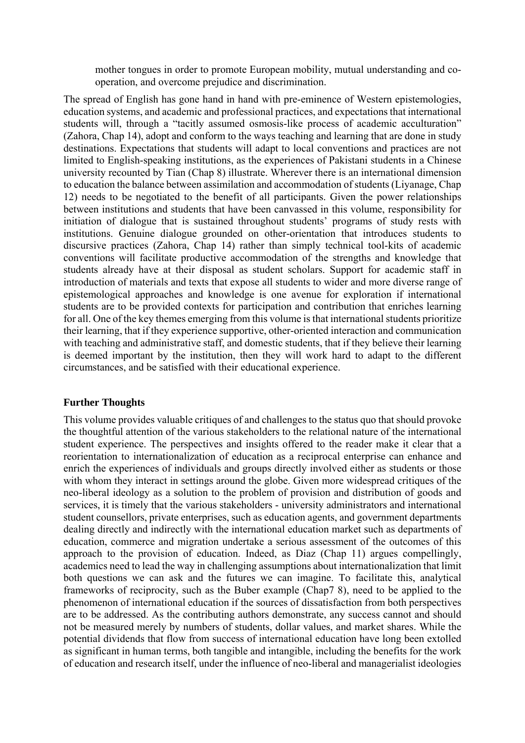mother tongues in order to promote European mobility, mutual understanding and co-operation, and overcome prejudice and discrimination.

The spread of English has gone hand in hand with pre-eminence of Western epistemologies, education systems, and academic and professional practices, and expectations that international students will, through a "tacitly assumed osmosis-like process of academic acculturation" (Zahora, Chap 14), adopt and conform to the ways teaching and learning that are done in study destinations. Expectations that students will adapt to local conventions and practices are not limited to English-speaking institutions, as the experiences of Pakistani students in a Chinese university recounted by Tian (Chap 8) illustrate. Wherever there is an international dimension to education the balance between assimilation and accommodation of students (Liyanage, Chap 12) needs to be negotiated to the benefit of all participants. Given the power relationships between institutions and students that have been canvassed in this volume, responsibility for initiation of dialogue that is sustained throughout students' programs of study rests with institutions. Genuine dialogue grounded on other-orientation that introduces students to discursive practices (Zahora, Chap 14) rather than simply technical tool-kits of academic conventions will facilitate productive accommodation of the strengths and knowledge that students already have at their disposal as student scholars. Support for academic staff in introduction of materials and texts that expose all students to wider and more diverse range of epistemological approaches and knowledge is one avenue for exploration if international students are to be provided contexts for participation and contribution that enriches learning for all. One of the key themes emerging from this volume is that international students prioritize their learning, that if they experience supportive, other-oriented interaction and communication with teaching and administrative staff, and domestic students, that if they believe their learning is deemed important by the institution, then they will work hard to adapt to the different circumstances, and be satisfied with their educational experience.

**Further Thoughts**

This volume provides valuable critiques of and challenges to the status quo that should provoke the thoughtful attention of the various stakeholders to the relational nature of the international student experience. The perspectives and insights offered to the reader make it clear that a reorientation to internationalization of education as a reciprocal enterprise can enhance and enrich the experiences of individuals and groups directly involved either as students or those with whom they interact in settings around the globe. Given more widespread critiques of the neo-liberal ideology as a solution to the problem of provision and distribution of goods and services, it is timely that the various stakeholders - university administrators and international student counsellors, private enterprises, such as education agents, and government departments dealing directly and indirectly with the international education market such as departments of education, commerce and migration undertake a serious assessment of the outcomes of this approach to the provision of education. Indeed, as Diaz (Chap 11) argues compellingly, academics need to lead the way in challenging assumptions about internationalization that limit both questions we can ask and the futures we can imagine. To facilitate this, analytical frameworks of reciprocity, such as the Buber example (Chap7 8), need to be applied to the phenomenon of international education if the sources of dissatisfaction from both perspectives are to be addressed. As the contributing authors demonstrate, any success cannot and should not be measured merely by numbers of students, dollar values, and market shares. While the potential dividends that flow from success of international education have long been extolled as significant in human terms, both tangible and intangible, including the benefits for the work of education and research itself, under the influence of neo-liberal and managerialist ideologies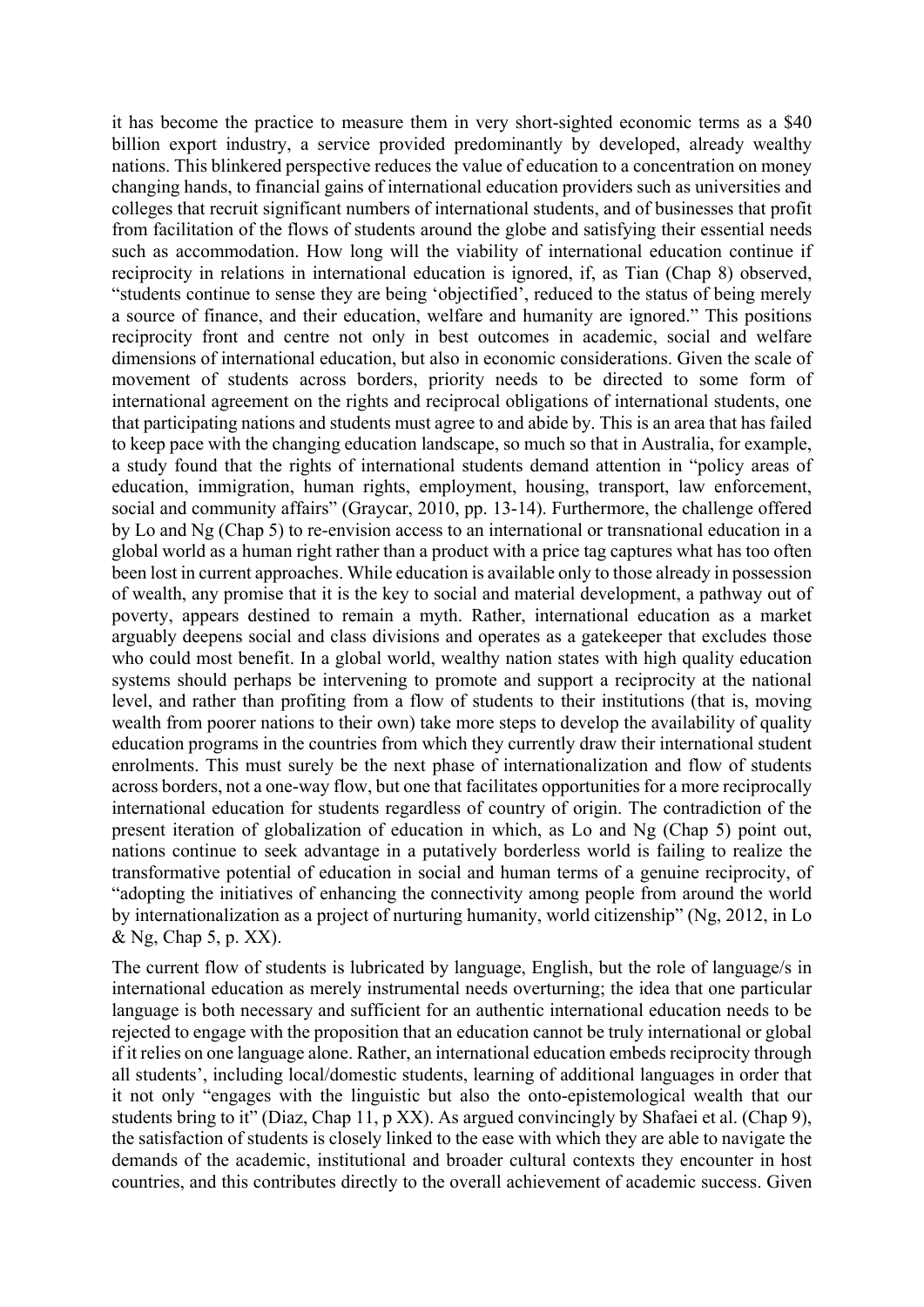it has become the practice to measure them in very short-sighted economic terms as a $40 billion export industry, a service provided predominantly by developed, already wealthy nations. This blinkered perspective reduces the value of education to a concentration on money changing hands, to financial gains of international education providers such as universities and colleges that recruit significant numbers of international students, and of businesses that profit from facilitation of the flows of students around the globe and satisfying their essential needs such as accommodation. How long will the viability of international education continue if reciprocity in relations in international education is ignored, if, as Tian (Chap 8) observed, "students continue to sense they are being 'objectified', reduced to the status of being merely a source of finance, and their education, welfare and humanity are ignored." This positions reciprocity front and centre not only in best outcomes in academic, social and welfare dimensions of international education, but also in economic considerations. Given the scale of movement of students across borders, priority needs to be directed to some form of international agreement on the rights and reciprocal obligations of international students, one that participating nations and students must agree to and abide by. This is an area that has failed to keep pace with the changing education landscape, so much so that in Australia, for example, a study found that the rights of international students demand attention in "policy areas of education, immigration, human rights, employment, housing, transport, law enforcement, social and community affairs" (Graycar, 2010, pp. 13-14). Furthermore, the challenge offered by Lo and Ng (Chap 5) to re-envision access to an international or transnational education in a global world as a human right rather than a product with a price tag captures what has too often been lost in current approaches. While education is available only to those already in possession of wealth, any promise that it is the key to social and material development, a pathway out of poverty, appears destined to remain a myth. Rather, international education as a market arguably deepens social and class divisions and operates as a gatekeeper that excludes those who could most benefit. In a global world, wealthy nation states with high quality education systems should perhaps be intervening to promote and support a reciprocity at the national level, and rather than profiting from a flow of students to their institutions (that is, moving wealth from poorer nations to their own) take more steps to develop the availability of quality education programs in the countries from which they currently draw their international student enrolments. This must surely be the next phase of internationalization and flow of students across borders, not a one-way flow, but one that facilitates opportunities for a more reciprocally international education for students regardless of country of origin. The contradiction of the present iteration of globalization of education in which, as Lo and Ng (Chap 5) point out, nations continue to seek advantage in a putatively borderless world is failing to realize the transformative potential of education in social and human terms of a genuine reciprocity, of "adopting the initiatives of enhancing the connectivity among people from around the world by internationalization as a project of nurturing humanity, world citizenship" (Ng, 2012, in Lo & Ng, Chap 5, p. XX).

The current flow of students is lubricated by language, English, but the role of language/s in international education as merely instrumental needs overturning; the idea that one particular language is both necessary and sufficient for an authentic international education needs to be rejected to engage with the proposition that an education cannot be truly international or global if it relies on one language alone. Rather, an international education embeds reciprocity through all students', including local/domestic students, learning of additional languages in order that it not only "engages with the linguistic but also the onto-epistemological wealth that our students bring to it" (Diaz, Chap 11, p XX). As argued convincingly by Shafaei et al. (Chap 9), the satisfaction of students is closely linked to the ease with which they are able to navigate the demands of the academic, institutional and broader cultural contexts they encounter in host countries, and this contributes directly to the overall achievement of academic success. Given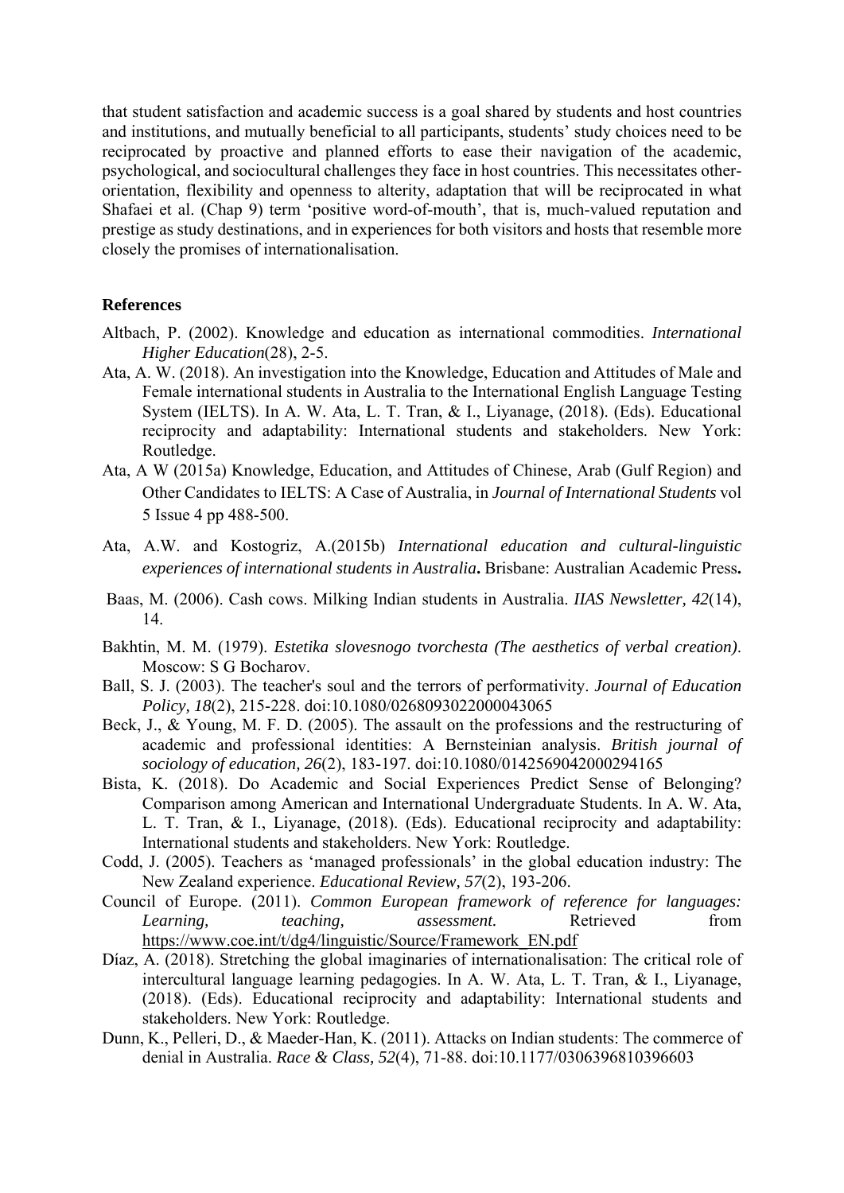that student satisfaction and academic success is a goal shared by students and host countries and institutions, and mutually beneficial to all participants, students' study choices need to be reciprocated by proactive and planned efforts to ease their navigation of the academic, psychological, and sociocultural challenges they face in host countries. This necessitates other-orientation, flexibility and openness to alterity, adaptation that will be reciprocated in what Shafaei et al. (Chap 9) term 'positive word-of-mouth', that is, much-valued reputation and prestige as study destinations, and in experiences for both visitors and hosts that resemble more closely the promises of internationalisation.

**References**

Altbach, P. (2002). Knowledge and education as international commodities. *International Higher Education*(28), 2-5.

Ata, A. W. (2018). An investigation into the Knowledge, Education and Attitudes of Male and Female international students in Australia to the International English Language Testing System (IELTS). In A. W. Ata, L. T. Tran, & I., Liyanage, (2018). (Eds). Educational reciprocity and adaptability: International students and stakeholders. New York: Routledge.

Ata, A W (2015a) Knowledge, Education, and Attitudes of Chinese, Arab (Gulf Region) and Other Candidates to IELTS: A Case of Australia, in *Journal of International Students* vol 5 Issue 4 pp 488-500.

Ata, A.W. and Kostogriz, A.(2015b) *International education and cultural-linguistic experiences of international students in Australia***.** Brisbane: Australian Academic Press**.**

Baas, M. (2006). Cash cows. Milking Indian students in Australia. *IIAS Newsletter, 42*(14), 14.

Bakhtin, M. M. (1979). *Estetika slovesnogo tvorchesta (The aesthetics of verbal creation)*. Moscow: S G Bocharov.

Ball, S. J. (2003). The teacher's soul and the terrors of performativity. *Journal of Education Policy, 18*(2), 215-228. doi:10.1080/0268093022000043065

Beck, J., & Young, M. F. D. (2005). The assault on the professions and the restructuring of academic and professional identities: A Bernsteinian analysis. *British journal of sociology of education, 26*(2), 183-197. doi:10.1080/0142569042000294165

Bista, K. (2018). Do Academic and Social Experiences Predict Sense of Belonging? Comparison among American and International Undergraduate Students. In A. W. Ata, L. T. Tran, & I., Liyanage, (2018). (Eds). Educational reciprocity and adaptability: International students and stakeholders. New York: Routledge.

Codd, J. (2005). Teachers as 'managed professionals' in the global education industry: The New Zealand experience. *Educational Review, 57*(2), 193-206.

Council of Europe. (2011). *Common European framework of reference for languages: Learning, teaching, assessment.* Retrieved from https://www.coe.int/t/dg4/linguistic/Source/Framework_EN.pdf

Díaz, A. (2018). Stretching the global imaginaries of internationalisation: The critical role of intercultural language learning pedagogies. In A. W. Ata, L. T. Tran, & I., Liyanage, (2018). (Eds). Educational reciprocity and adaptability: International students and stakeholders. New York: Routledge.

Dunn, K., Pelleri, D., & Maeder-Han, K. (2011). Attacks on Indian students: The commerce of denial in Australia. *Race & Class, 52*(4), 71-88. doi:10.1177/0306396810396603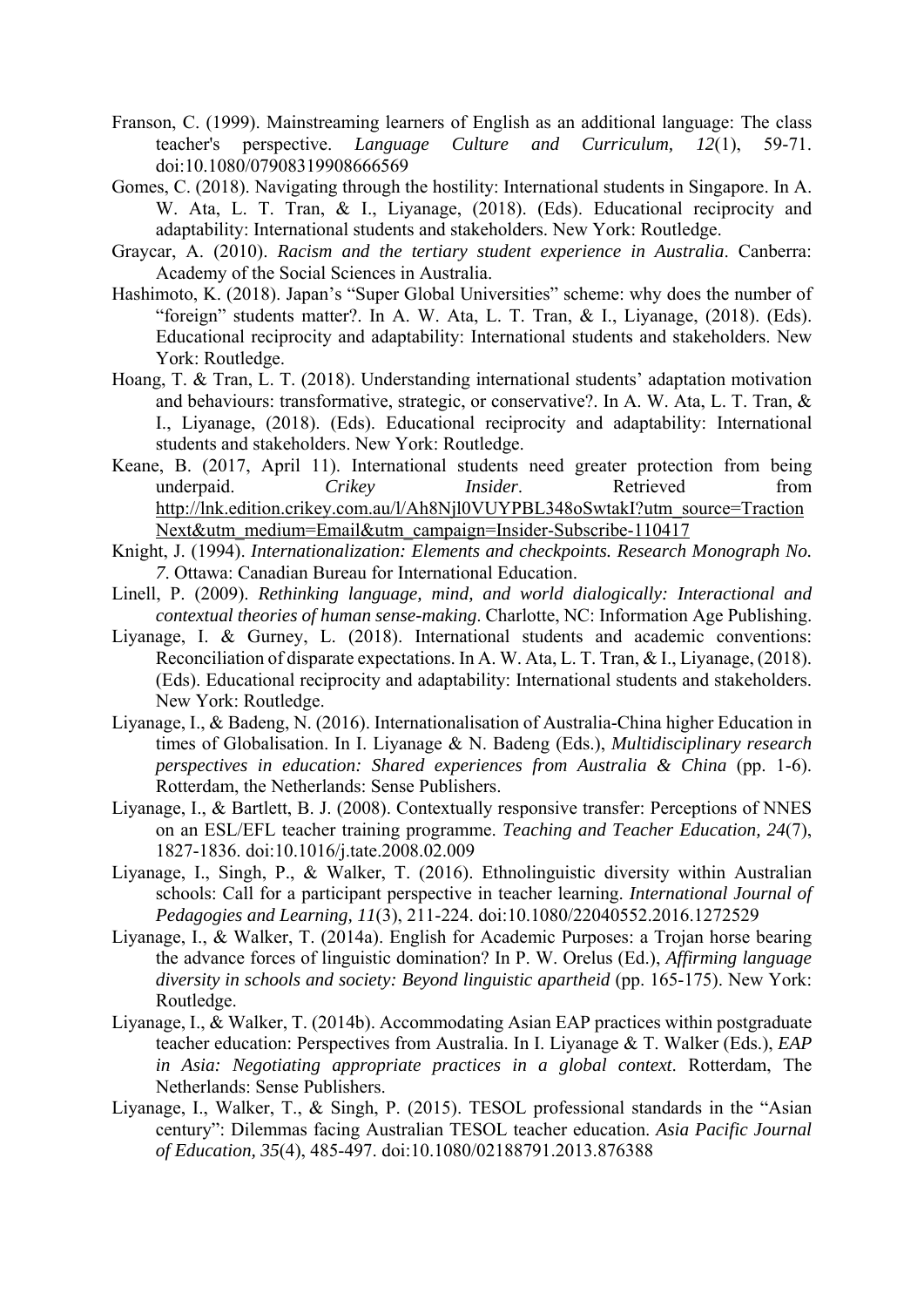Franson, C. (1999). Mainstreaming learners of English as an additional language: The class teacher's perspective. *Language Culture and Curriculum, 12*(1), 59-71. doi:10.1080/07908319908666569

Gomes, C. (2018). Navigating through the hostility: International students in Singapore. In A. W. Ata, L. T. Tran, & I., Liyanage, (2018). (Eds). Educational reciprocity and adaptability: International students and stakeholders. New York: Routledge.

Graycar, A. (2010). *Racism and the tertiary student experience in Australia*. Canberra: Academy of the Social Sciences in Australia.

Hashimoto, K. (2018). Japan's "Super Global Universities" scheme: why does the number of "foreign" students matter?. In A. W. Ata, L. T. Tran, & I., Liyanage, (2018). (Eds). Educational reciprocity and adaptability: International students and stakeholders. New York: Routledge.

Hoang, T. & Tran, L. T. (2018). Understanding international students' adaptation motivation and behaviours: transformative, strategic, or conservative?. In A. W. Ata, L. T. Tran, & I., Liyanage, (2018). (Eds). Educational reciprocity and adaptability: International students and stakeholders. New York: Routledge.

Keane, B. (2017, April 11). International students need greater protection from being underpaid. *Crikey Insider*. Retrieved from http://lnk.edition.crikey.com.au/l/Ah8Njl0VUYPBL348oSwtakI?utm_source=TractionNext&utm_medium=Email&utm_campaign=Insider-Subscribe-110417

Knight, J. (1994). *Internationalization: Elements and checkpoints. Research Monograph No. 7*. Ottawa: Canadian Bureau for International Education.

Linell, P. (2009). *Rethinking language, mind, and world dialogically: Interactional and contextual theories of human sense-making*. Charlotte, NC: Information Age Publishing.

Liyanage, I. & Gurney, L. (2018). International students and academic conventions: Reconciliation of disparate expectations. In A. W. Ata, L. T. Tran, & I., Liyanage, (2018). (Eds). Educational reciprocity and adaptability: International students and stakeholders. New York: Routledge.

Liyanage, I., & Badeng, N. (2016). Internationalisation of Australia-China higher Education in times of Globalisation. In I. Liyanage & N. Badeng (Eds.), *Multidisciplinary research perspectives in education: Shared experiences from Australia & China* (pp. 1-6). Rotterdam, the Netherlands: Sense Publishers.

Liyanage, I., & Bartlett, B. J. (2008). Contextually responsive transfer: Perceptions of NNES on an ESL/EFL teacher training programme. *Teaching and Teacher Education, 24*(7), 1827-1836. doi:10.1016/j.tate.2008.02.009

Liyanage, I., Singh, P., & Walker, T. (2016). Ethnolinguistic diversity within Australian schools: Call for a participant perspective in teacher learning. *International Journal of Pedagogies and Learning, 11*(3), 211-224. doi:10.1080/22040552.2016.1272529

Liyanage, I., & Walker, T. (2014a). English for Academic Purposes: a Trojan horse bearing the advance forces of linguistic domination? In P. W. Orelus (Ed.), *Affirming language diversity in schools and society: Beyond linguistic apartheid* (pp. 165-175). New York: Routledge.

Liyanage, I., & Walker, T. (2014b). Accommodating Asian EAP practices within postgraduate teacher education: Perspectives from Australia. In I. Liyanage & T. Walker (Eds.), *EAP in Asia: Negotiating appropriate practices in a global context*. Rotterdam, The Netherlands: Sense Publishers.

Liyanage, I., Walker, T., & Singh, P. (2015). TESOL professional standards in the "Asian century": Dilemmas facing Australian TESOL teacher education. *Asia Pacific Journal of Education, 35*(4), 485-497. doi:10.1080/02188791.2013.876388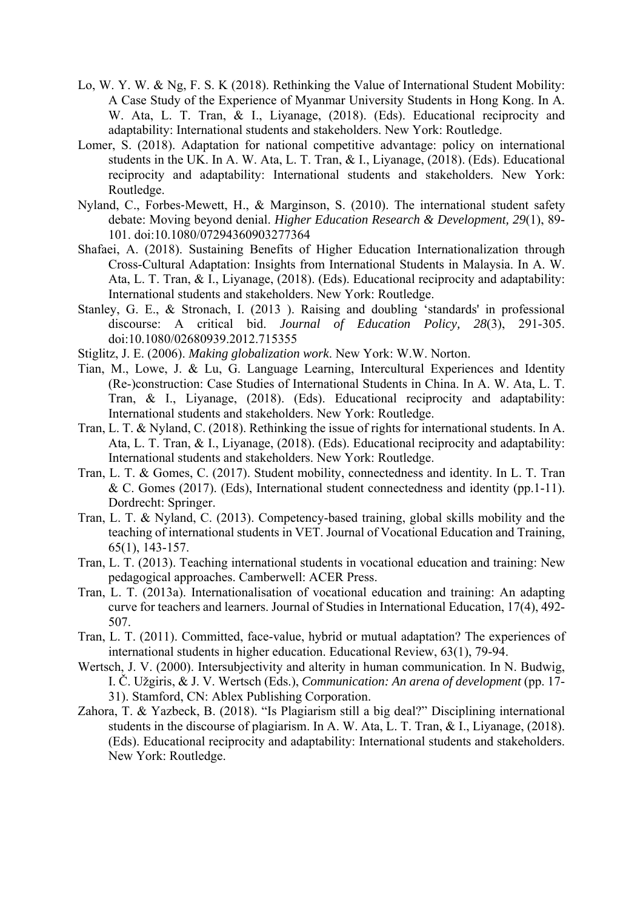Lo, W. Y. W. & Ng, F. S. K (2018). Rethinking the Value of International Student Mobility: A Case Study of the Experience of Myanmar University Students in Hong Kong. In A. W. Ata, L. T. Tran, & I., Liyanage, (2018). (Eds). Educational reciprocity and adaptability: International students and stakeholders. New York: Routledge.

Lomer, S. (2018). Adaptation for national competitive advantage: policy on international students in the UK. In A. W. Ata, L. T. Tran, & I., Liyanage, (2018). (Eds). Educational reciprocity and adaptability: International students and stakeholders. New York: Routledge.

Nyland, C., Forbes-Mewett, H., & Marginson, S. (2010). The international student safety debate: Moving beyond denial. *Higher Education Research & Development, 29*(1), 89-101. doi:10.1080/07294360903277364

Shafaei, A. (2018). Sustaining Benefits of Higher Education Internationalization through Cross-Cultural Adaptation: Insights from International Students in Malaysia. In A. W. Ata, L. T. Tran, & I., Liyanage, (2018). (Eds). Educational reciprocity and adaptability: International students and stakeholders. New York: Routledge.

Stanley, G. E., & Stronach, I. (2013 ). Raising and doubling 'standards' in professional discourse: A critical bid. *Journal of Education Policy, 28*(3), 291-305. doi:10.1080/02680939.2012.715355

Stiglitz, J. E. (2006). *Making globalization work*. New York: W.W. Norton.

Tian, M., Lowe, J. & Lu, G. Language Learning, Intercultural Experiences and Identity (Re-)construction: Case Studies of International Students in China. In A. W. Ata, L. T. Tran, & I., Liyanage, (2018). (Eds). Educational reciprocity and adaptability: International students and stakeholders. New York: Routledge.

Tran, L. T. & Nyland, C. (2018). Rethinking the issue of rights for international students. In A. Ata, L. T. Tran, & I., Liyanage, (2018). (Eds). Educational reciprocity and adaptability: International students and stakeholders. New York: Routledge.

Tran, L. T. & Gomes, C. (2017). Student mobility, connectedness and identity. In L. T. Tran & C. Gomes (2017). (Eds), International student connectedness and identity (pp.1-11). Dordrecht: Springer.

Tran, L. T. & Nyland, C. (2013). Competency-based training, global skills mobility and the teaching of international students in VET. Journal of Vocational Education and Training, 65(1), 143-157.

Tran, L. T. (2013). Teaching international students in vocational education and training: New pedagogical approaches. Camberwell: ACER Press.

Tran, L. T. (2013a). Internationalisation of vocational education and training: An adapting curve for teachers and learners. Journal of Studies in International Education, 17(4), 492-507.

Tran, L. T. (2011). Committed, face-value, hybrid or mutual adaptation? The experiences of international students in higher education. Educational Review, 63(1), 79-94.

Wertsch, J. V. (2000). Intersubjectivity and alterity in human communication. In N. Budwig, I. Č. Užgiris, & J. V. Wertsch (Eds.), *Communication: An arena of development* (pp. 17-31). Stamford, CN: Ablex Publishing Corporation.

Zahora, T. & Yazbeck, B. (2018). "Is Plagiarism still a big deal?" Disciplining international students in the discourse of plagiarism. In A. W. Ata, L. T. Tran, & I., Liyanage, (2018). (Eds). Educational reciprocity and adaptability: International students and stakeholders. New York: Routledge.